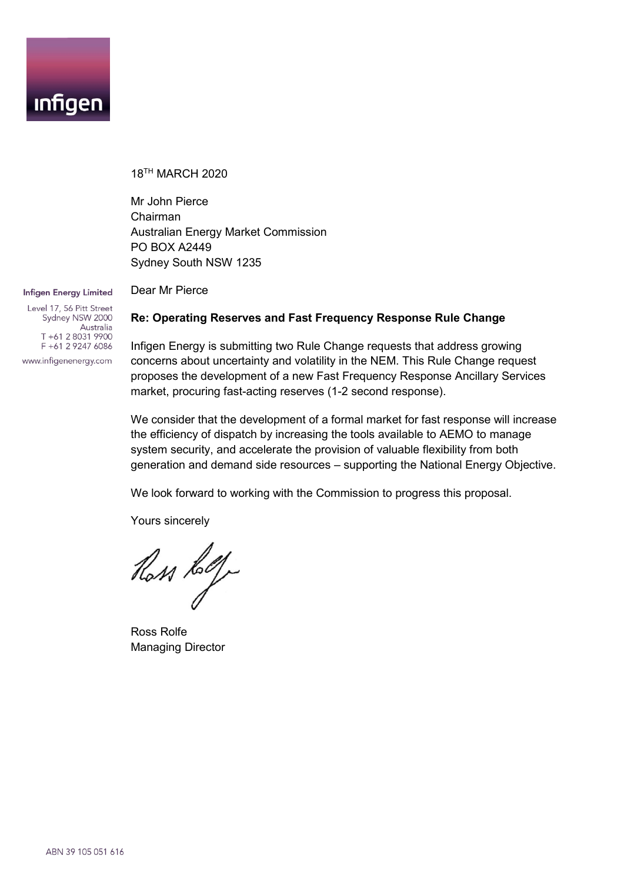infigen

18TH MARCH 2020

Mr John Pierce
Chairman
Australian Energy Market Commission
PO BOX A2449
Sydney South NSW 1235

**Infigen Energy Limited**

Level 17, 56 Pitt Street
Sydney NSW 2000
Australia
T +61 2 8031 9900
F +61 2 9247 6086

www.infigenenergy.com

Dear Mr Pierce

**Re: Operating Reserves and Fast Frequency Response Rule Change**

Infigen Energy is submitting two Rule Change requests that address growing concerns about uncertainty and volatility in the NEM. This Rule Change request proposes the development of a new Fast Frequency Response Ancillary Services market, procuring fast-acting reserves (1-2 second response).

We consider that the development of a formal market for fast response will increase the efficiency of dispatch by increasing the tools available to AEMO to manage system security, and accelerate the provision of valuable flexibility from both generation and demand side resources – supporting the National Energy Objective.

We look forward to working with the Commission to progress this proposal.

Yours sincerely

Ross Rolfe
Managing Director

ABN 39 105 051 616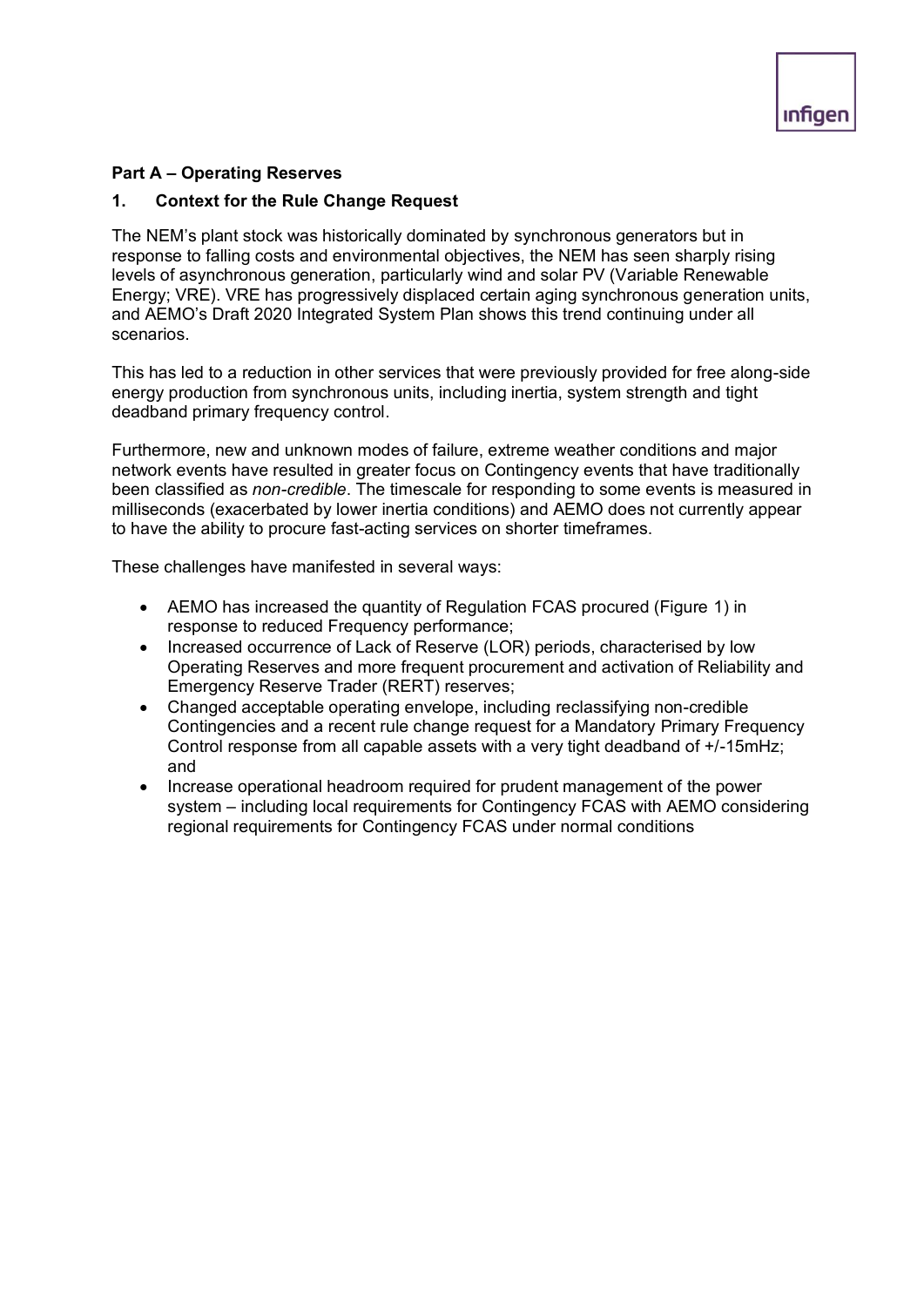**Part A – Operating Reserves**

**1. Context for the Rule Change Request**

The NEM's plant stock was historically dominated by synchronous generators but in response to falling costs and environmental objectives, the NEM has seen sharply rising levels of asynchronous generation, particularly wind and solar PV (Variable Renewable Energy; VRE). VRE has progressively displaced certain aging synchronous generation units, and AEMO's Draft 2020 Integrated System Plan shows this trend continuing under all scenarios.

This has led to a reduction in other services that were previously provided for free along-side energy production from synchronous units, including inertia, system strength and tight deadband primary frequency control.

Furthermore, new and unknown modes of failure, extreme weather conditions and major network events have resulted in greater focus on Contingency events that have traditionally been classified as *non-credible*. The timescale for responding to some events is measured in milliseconds (exacerbated by lower inertia conditions) and AEMO does not currently appear to have the ability to procure fast-acting services on shorter timeframes.

These challenges have manifested in several ways:

- AEMO has increased the quantity of Regulation FCAS procured (Figure 1) in response to reduced Frequency performance;
- Increased occurrence of Lack of Reserve (LOR) periods, characterised by low Operating Reserves and more frequent procurement and activation of Reliability and Emergency Reserve Trader (RERT) reserves;
- Changed acceptable operating envelope, including reclassifying non-credible Contingencies and a recent rule change request for a Mandatory Primary Frequency Control response from all capable assets with a very tight deadband of +/-15mHz; and
- Increase operational headroom required for prudent management of the power system – including local requirements for Contingency FCAS with AEMO considering regional requirements for Contingency FCAS under normal conditions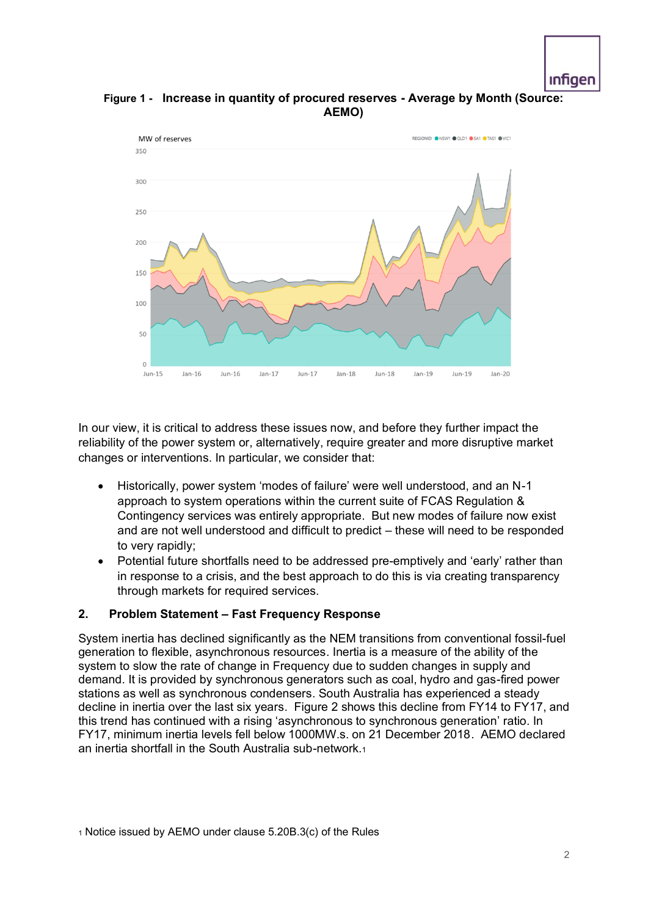**Figure 1 - Increase in quantity of procured reserves - Average by Month (Source: AEMO)**

In our view, it is critical to address these issues now, and before they further impact the reliability of the power system or, alternatively, require greater and more disruptive market changes or interventions. In particular, we consider that:

- Historically, power system 'modes of failure' were well understood, and an N-1 approach to system operations within the current suite of FCAS Regulation & Contingency services was entirely appropriate. But new modes of failure now exist and are not well understood and difficult to predict – these will need to be responded to very rapidly;
- Potential future shortfalls need to be addressed pre-emptively and 'early' rather than in response to a crisis, and the best approach to do this is via creating transparency through markets for required services.

## 2. Problem Statement – Fast Frequency Response

System inertia has declined significantly as the NEM transitions from conventional fossil-fuel generation to flexible, asynchronous resources. Inertia is a measure of the ability of the system to slow the rate of change in Frequency due to sudden changes in supply and demand. It is provided by synchronous generators such as coal, hydro and gas-fired power stations as well as synchronous condensers. South Australia has experienced a steady decline in inertia over the last six years. Figure 2 shows this decline from FY14 to FY17, and this trend has continued with a rising 'asynchronous to synchronous generation' ratio. In FY17, minimum inertia levels fell below 1000MW.s. on 21 December 2018. AEMO declared an inertia shortfall in the South Australia sub-network.[1]

[1] Notice issued by AEMO under clause 5.20B.3(c) of the Rules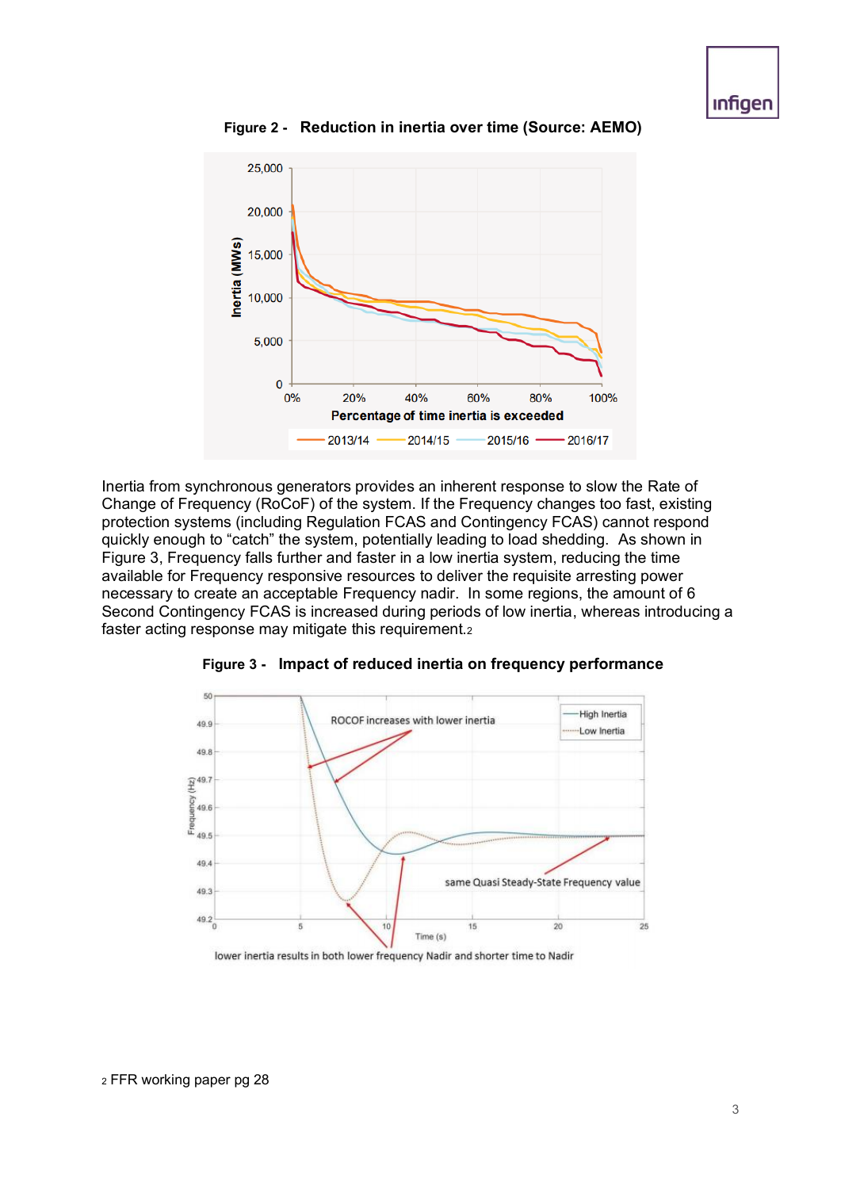**Figure 2 - Reduction in inertia over time (Source: AEMO)**

Inertia from synchronous generators provides an inherent response to slow the Rate of Change of Frequency (RoCoF) of the system. If the Frequency changes too fast, existing protection systems (including Regulation FCAS and Contingency FCAS) cannot respond quickly enough to “catch” the system, potentially leading to load shedding. As shown in Figure 3, Frequency falls further and faster in a low inertia system, reducing the time available for Frequency responsive resources to deliver the requisite arresting power necessary to create an acceptable Frequency nadir. In some regions, the amount of 6 Second Contingency FCAS is increased during periods of low inertia, whereas introducing a faster acting response may mitigate this requirement.[2]

**Figure 3 - Impact of reduced inertia on frequency performance**

[2] FFR working paper pg 28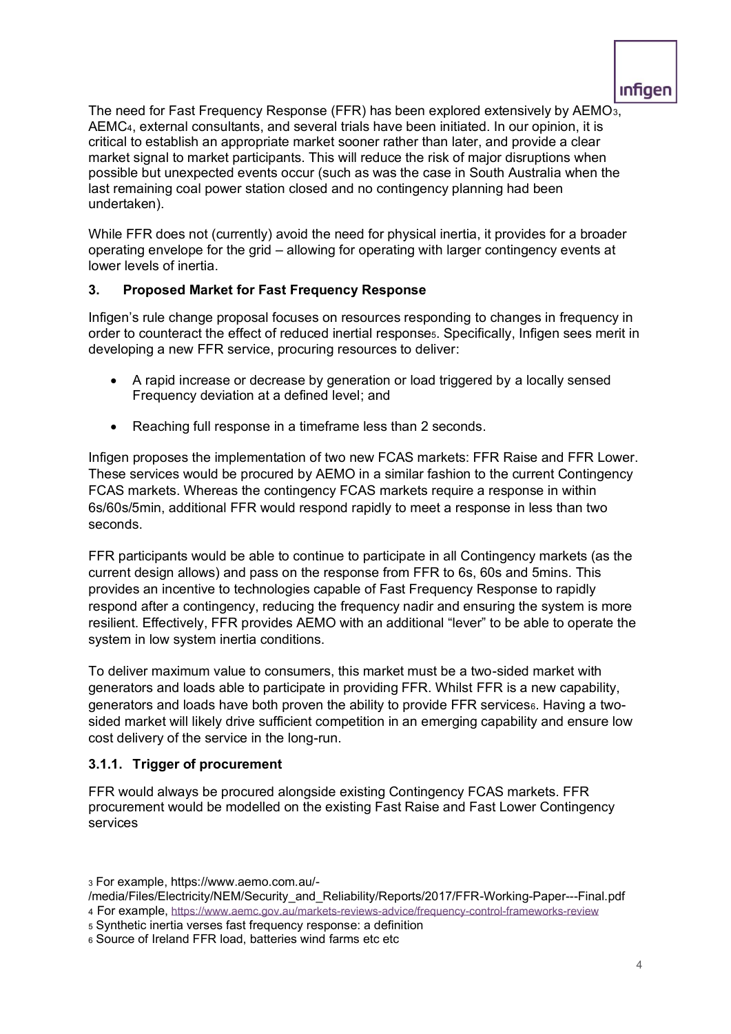The need for Fast Frequency Response (FFR) has been explored extensively by AEMO[3], AEMC[4], external consultants, and several trials have been initiated. In our opinion, it is critical to establish an appropriate market sooner rather than later, and provide a clear market signal to market participants. This will reduce the risk of major disruptions when possible but unexpected events occur (such as was the case in South Australia when the last remaining coal power station closed and no contingency planning had been undertaken).

While FFR does not (currently) avoid the need for physical inertia, it provides for a broader operating envelope for the grid – allowing for operating with larger contingency events at lower levels of inertia.

## 3. Proposed Market for Fast Frequency Response

Infigen's rule change proposal focuses on resources responding to changes in frequency in order to counteract the effect of reduced inertial response[5]. Specifically, Infigen sees merit in developing a new FFR service, procuring resources to deliver:

- A rapid increase or decrease by generation or load triggered by a locally sensed Frequency deviation at a defined level; and
- Reaching full response in a timeframe less than 2 seconds.

Infigen proposes the implementation of two new FCAS markets: FFR Raise and FFR Lower. These services would be procured by AEMO in a similar fashion to the current Contingency FCAS markets. Whereas the contingency FCAS markets require a response in within 6s/60s/5min, additional FFR would respond rapidly to meet a response in less than two seconds.

FFR participants would be able to continue to participate in all Contingency markets (as the current design allows) and pass on the response from FFR to 6s, 60s and 5mins. This provides an incentive to technologies capable of Fast Frequency Response to rapidly respond after a contingency, reducing the frequency nadir and ensuring the system is more resilient. Effectively, FFR provides AEMO with an additional "lever" to be able to operate the system in low system inertia conditions.

To deliver maximum value to consumers, this market must be a two-sided market with generators and loads able to participate in providing FFR. Whilst FFR is a new capability, generators and loads have both proven the ability to provide FFR services[6]. Having a two-sided market will likely drive sufficient competition in an emerging capability and ensure low cost delivery of the service in the long-run.

### 3.1.1. Trigger of procurement

FFR would always be procured alongside existing Contingency FCAS markets. FFR procurement would be modelled on the existing Fast Raise and Fast Lower Contingency services

---

[3] For example, https://www.aemo.com.au/-/media/Files/Electricity/NEM/Security_and_Reliability/Reports/2017/FFR-Working-Paper---Final.pdf

[4] For example, https://www.aemc.gov.au/markets-reviews-advice/frequency-control-frameworks-review

[5] Synthetic inertia verses fast frequency response: a definition

[6] Source of Ireland FFR load, batteries wind farms etc etc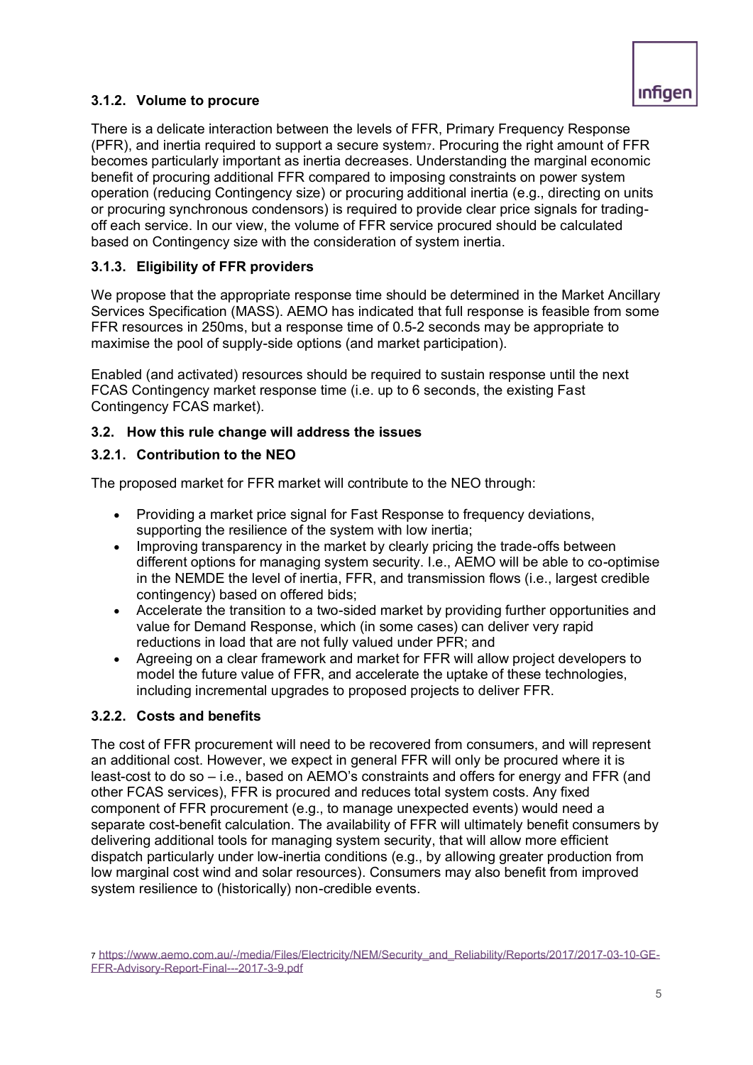### 3.1.2. Volume to procure

There is a delicate interaction between the levels of FFR, Primary Frequency Response (PFR), and inertia required to support a secure system[7]. Procuring the right amount of FFR becomes particularly important as inertia decreases. Understanding the marginal economic benefit of procuring additional FFR compared to imposing constraints on power system operation (reducing Contingency size) or procuring additional inertia (e.g., directing on units or procuring synchronous condensors) is required to provide clear price signals for trading-off each service. In our view, the volume of FFR service procured should be calculated based on Contingency size with the consideration of system inertia.

### 3.1.3. Eligibility of FFR providers

We propose that the appropriate response time should be determined in the Market Ancillary Services Specification (MASS). AEMO has indicated that full response is feasible from some FFR resources in 250ms, but a response time of 0.5-2 seconds may be appropriate to maximise the pool of supply-side options (and market participation).

Enabled (and activated) resources should be required to sustain response until the next FCAS Contingency market response time (i.e. up to 6 seconds, the existing Fast Contingency FCAS market).

## 3.2. How this rule change will address the issues

### 3.2.1. Contribution to the NEO

The proposed market for FFR market will contribute to the NEO through:

- Providing a market price signal for Fast Response to frequency deviations, supporting the resilience of the system with low inertia;
- Improving transparency in the market by clearly pricing the trade-offs between different options for managing system security. I.e., AEMO will be able to co-optimise in the NEMDE the level of inertia, FFR, and transmission flows (i.e., largest credible contingency) based on offered bids;
- Accelerate the transition to a two-sided market by providing further opportunities and value for Demand Response, which (in some cases) can deliver very rapid reductions in load that are not fully valued under PFR; and
- Agreeing on a clear framework and market for FFR will allow project developers to model the future value of FFR, and accelerate the uptake of these technologies, including incremental upgrades to proposed projects to deliver FFR.

### 3.2.2. Costs and benefits

The cost of FFR procurement will need to be recovered from consumers, and will represent an additional cost. However, we expect in general FFR will only be procured where it is least-cost to do so – i.e., based on AEMO's constraints and offers for energy and FFR (and other FCAS services), FFR is procured and reduces total system costs. Any fixed component of FFR procurement (e.g., to manage unexpected events) would need a separate cost-benefit calculation. The availability of FFR will ultimately benefit consumers by delivering additional tools for managing system security, that will allow more efficient dispatch particularly under low-inertia conditions (e.g., by allowing greater production from low marginal cost wind and solar resources). Consumers may also benefit from improved system resilience to (historically) non-credible events.

[7] https://www.aemo.com.au/-/media/Files/Electricity/NEM/Security_and_Reliability/Reports/2017/2017-03-10-GE-FFR-Advisory-Report-Final---2017-3-9.pdf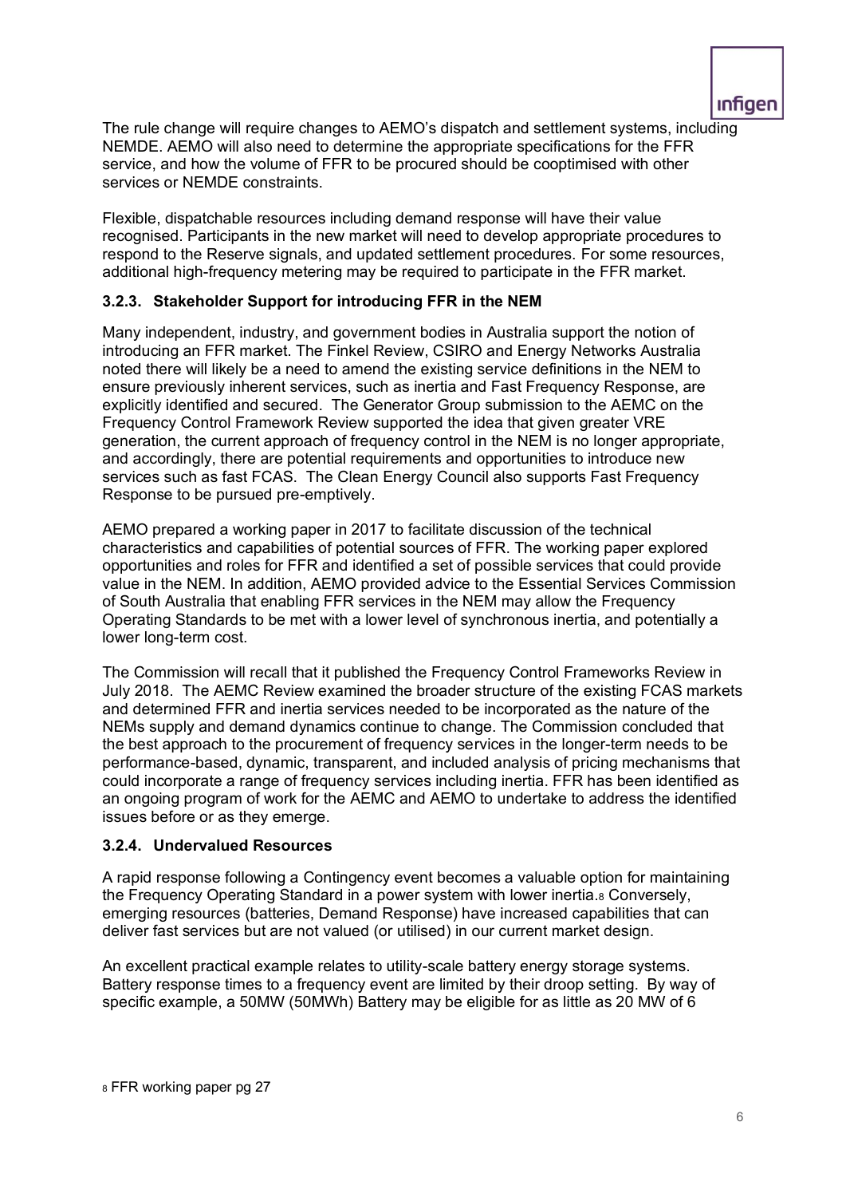The rule change will require changes to AEMO's dispatch and settlement systems, including NEMDE. AEMO will also need to determine the appropriate specifications for the FFR service, and how the volume of FFR to be procured should be cooptimised with other services or NEMDE constraints.

Flexible, dispatchable resources including demand response will have their value recognised. Participants in the new market will need to develop appropriate procedures to respond to the Reserve signals, and updated settlement procedures. For some resources, additional high-frequency metering may be required to participate in the FFR market.

### 3.2.3. Stakeholder Support for introducing FFR in the NEM

Many independent, industry, and government bodies in Australia support the notion of introducing an FFR market. The Finkel Review, CSIRO and Energy Networks Australia noted there will likely be a need to amend the existing service definitions in the NEM to ensure previously inherent services, such as inertia and Fast Frequency Response, are explicitly identified and secured. The Generator Group submission to the AEMC on the Frequency Control Framework Review supported the idea that given greater VRE generation, the current approach of frequency control in the NEM is no longer appropriate, and accordingly, there are potential requirements and opportunities to introduce new services such as fast FCAS. The Clean Energy Council also supports Fast Frequency Response to be pursued pre-emptively.

AEMO prepared a working paper in 2017 to facilitate discussion of the technical characteristics and capabilities of potential sources of FFR. The working paper explored opportunities and roles for FFR and identified a set of possible services that could provide value in the NEM. In addition, AEMO provided advice to the Essential Services Commission of South Australia that enabling FFR services in the NEM may allow the Frequency Operating Standards to be met with a lower level of synchronous inertia, and potentially a lower long-term cost.

The Commission will recall that it published the Frequency Control Frameworks Review in July 2018. The AEMC Review examined the broader structure of the existing FCAS markets and determined FFR and inertia services needed to be incorporated as the nature of the NEMs supply and demand dynamics continue to change. The Commission concluded that the best approach to the procurement of frequency services in the longer-term needs to be performance-based, dynamic, transparent, and included analysis of pricing mechanisms that could incorporate a range of frequency services including inertia. FFR has been identified as an ongoing program of work for the AEMC and AEMO to undertake to address the identified issues before or as they emerge.

### 3.2.4. Undervalued Resources

A rapid response following a Contingency event becomes a valuable option for maintaining the Frequency Operating Standard in a power system with lower inertia.[8] Conversely, emerging resources (batteries, Demand Response) have increased capabilities that can deliver fast services but are not valued (or utilised) in our current market design.

An excellent practical example relates to utility-scale battery energy storage systems. Battery response times to a frequency event are limited by their droop setting. By way of specific example, a 50MW (50MWh) Battery may be eligible for as little as 20 MW of 6

[8] FFR working paper pg 27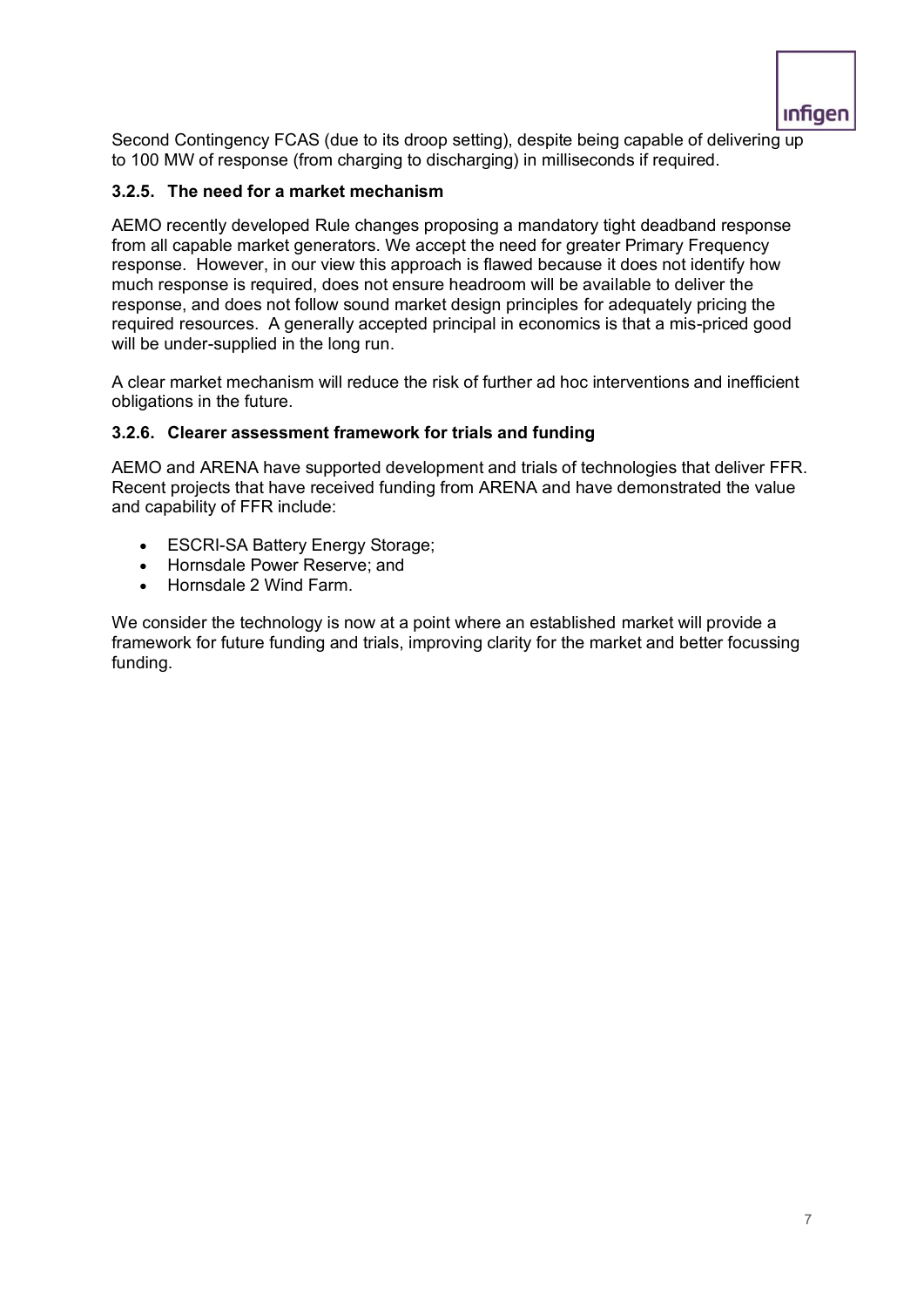Second Contingency FCAS (due to its droop setting), despite being capable of delivering up to 100 MW of response (from charging to discharging) in milliseconds if required.

### 3.2.5. The need for a market mechanism

AEMO recently developed Rule changes proposing a mandatory tight deadband response from all capable market generators. We accept the need for greater Primary Frequency response. However, in our view this approach is flawed because it does not identify how much response is required, does not ensure headroom will be available to deliver the response, and does not follow sound market design principles for adequately pricing the required resources. A generally accepted principal in economics is that a mis-priced good will be under-supplied in the long run.

A clear market mechanism will reduce the risk of further ad hoc interventions and inefficient obligations in the future.

### 3.2.6. Clearer assessment framework for trials and funding

AEMO and ARENA have supported development and trials of technologies that deliver FFR. Recent projects that have received funding from ARENA and have demonstrated the value and capability of FFR include:

- ESCRI-SA Battery Energy Storage;
- Hornsdale Power Reserve; and
- Hornsdale 2 Wind Farm.

We consider the technology is now at a point where an established market will provide a framework for future funding and trials, improving clarity for the market and better focussing funding.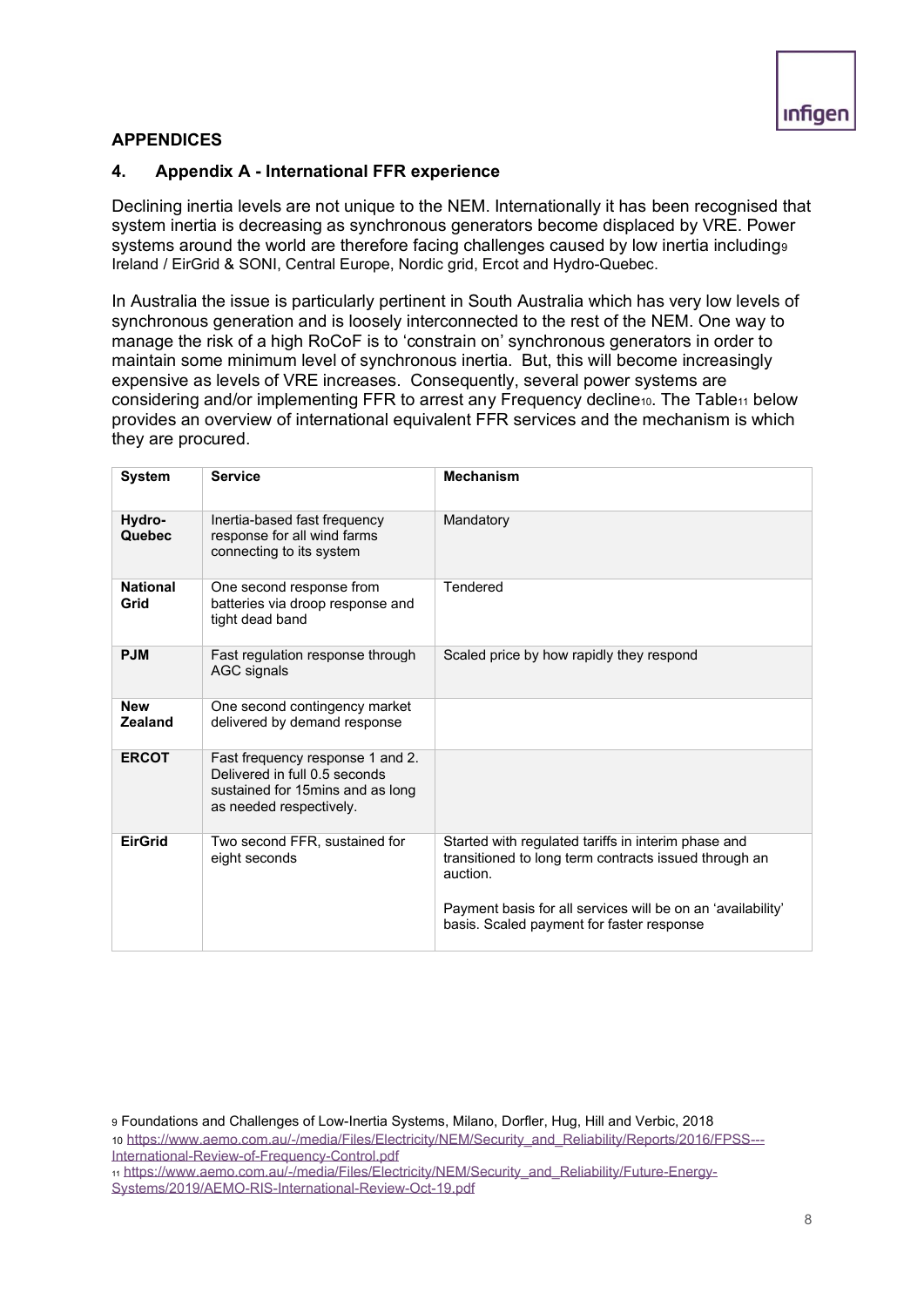## APPENDICES

### 4. Appendix A - International FFR experience

Declining inertia levels are not unique to the NEM. Internationally it has been recognised that system inertia is decreasing as synchronous generators become displaced by VRE. Power systems around the world are therefore facing challenges caused by low inertia including[9] Ireland / EirGrid & SONI, Central Europe, Nordic grid, Ercot and Hydro-Quebec.

In Australia the issue is particularly pertinent in South Australia which has very low levels of synchronous generation and is loosely interconnected to the rest of the NEM. One way to manage the risk of a high RoCoF is to 'constrain on' synchronous generators in order to maintain some minimum level of synchronous inertia. But, this will become increasingly expensive as levels of VRE increases. Consequently, several power systems are considering and/or implementing FFR to arrest any Frequency decline[10]. The Table[11] below provides an overview of international equivalent FFR services and the mechanism is which they are procured.

| System | Service | Mechanism |
| --- | --- | --- |
| **Hydro-Quebec** | Inertia-based fast frequency response for all wind farms connecting to its system | Mandatory |
| **National Grid** | One second response from batteries via droop response and tight dead band | Tendered |
| **PJM** | Fast regulation response through AGC signals | Scaled price by how rapidly they respond |
| **New Zealand** | One second contingency market delivered by demand response | |
| **ERCOT** | Fast frequency response 1 and 2. Delivered in full 0.5 seconds sustained for 15mins and as long as needed respectively. | |
| **EirGrid** | Two second FFR, sustained for eight seconds | Started with regulated tariffs in interim phase and transitioned to long term contracts issued through an auction.<br><br>Payment basis for all services will be on an 'availability' basis. Scaled payment for faster response |

[9] Foundations and Challenges of Low-Inertia Systems, Milano, Dorfler, Hug, Hill and Verbic, 2018

[10] https://www.aemo.com.au/-/media/Files/Electricity/NEM/Security_and_Reliability/Reports/2016/FPSS---International-Review-of-Frequency-Control.pdf

[11] https://www.aemo.com.au/-/media/Files/Electricity/NEM/Security_and_Reliability/Future-Energy-Systems/2019/AEMO-RIS-International-Review-Oct-19.pdf